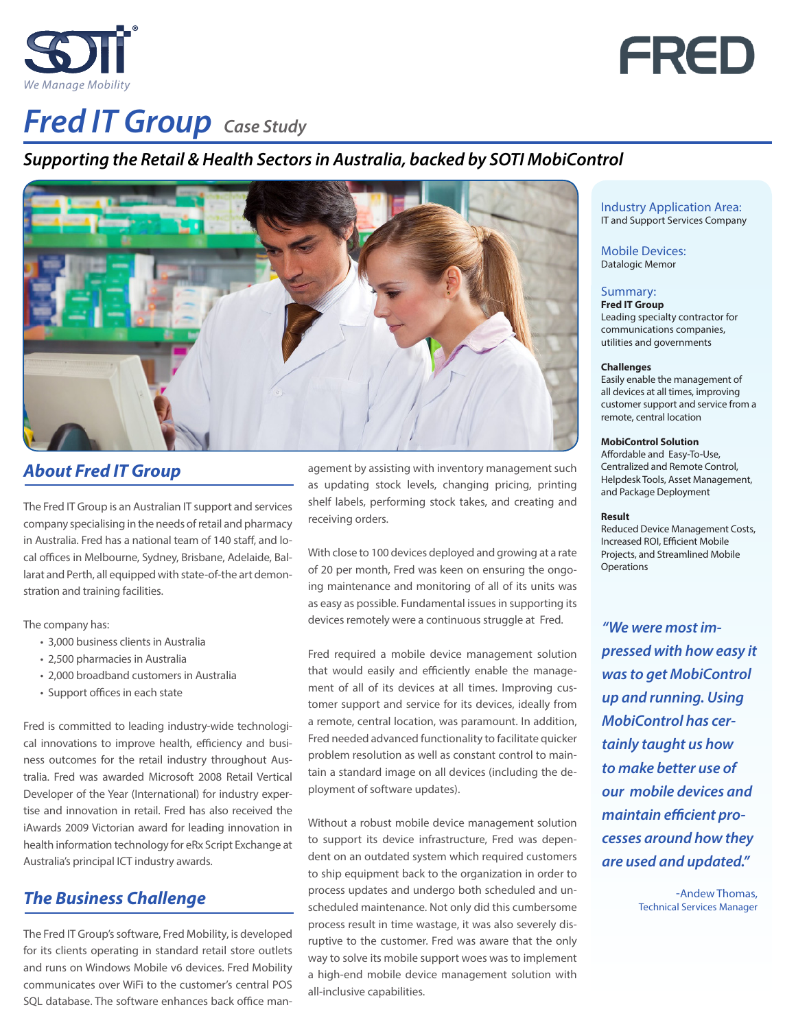# Fred IT Group *Case Study*

## *Supporting the Retail & Health Sectors in Australia, backed by SOTI MobiControl*

## About Fred IT Group

The Fred IT Group is an Australian IT support and services company specialising in the needs of retail and pharmacy in Australia. Fred has a national team of 140 staff, and local offices in Melbourne, Sydney, Brisbane, Adelaide, Ballarat and Perth, all equipped with state-of-the art demonstration and training facilities.

The company has:

- 3,000 business clients in Australia
- 2,500 pharmacies in Australia
- 2,000 broadband customers in Australia
- Support offices in each state

Fred is committed to leading industry-wide technological innovations to improve health, efficiency and business outcomes for the retail industry throughout Australia. Fred was awarded Microsoft 2008 Retail Vertical Developer of the Year (International) for industry expertise and innovation in retail. Fred has also received the iAwards 2009 Victorian award for leading innovation in health information technology for eRx Script Exchange at Australia's principal ICT industry awards.

## The Business Challenge

The Fred IT Group's software, Fred Mobility, is developed for its clients operating in standard retail store outlets and runs on Windows Mobile v6 devices. Fred Mobility communicates over WiFi to the customer's central POS SQL database. The software enhances back office management by assisting with inventory management such as updating stock levels, changing pricing, printing shelf labels, performing stock takes, and creating and receiving orders.

With close to 100 devices deployed and growing at a rate of 20 per month, Fred was keen on ensuring the ongoing maintenance and monitoring of all of its units was as easy as possible. Fundamental issues in supporting its devices remotely were a continuous struggle at Fred.

Fred required a mobile device management solution that would easily and efficiently enable the management of all of its devices at all times. Improving customer support and service for its devices, ideally from a remote, central location, was paramount. In addition, Fred needed advanced functionality to facilitate quicker problem resolution as well as constant control to maintain a standard image on all devices (including the deployment of software updates).

Without a robust mobile device management solution to support its device infrastructure, Fred was dependent on an outdated system which required customers to ship equipment back to the organization in order to process updates and undergo both scheduled and unscheduled maintenance. Not only did this cumbersome process result in time wastage, it was also severely disruptive to the customer. Fred was aware that the only way to solve its mobile support woes was to implement a high-end mobile device management solution with all-inclusive capabilities.

---

**Industry Application Area:**
IT and Support Services Company

**Mobile Devices:**
Datalogic Memor

**Summary:**

**Fred IT Group**
Leading specialty contractor for communications companies, utilities and governments

**Challenges**
Easily enable the management of all devices at all times, improving customer support and service from a remote, central location

**MobiControl Solution**
Affordable and Easy-To-Use, Centralized and Remote Control, Helpdesk Tools, Asset Management, and Package Deployment

**Result**
Reduced Device Management Costs, Increased ROI, Efficient Mobile Projects, and Streamlined Mobile Operations

> ***"We were most impressed with how easy it was to get MobiControl up and running. Using MobiControl has certainly taught us how to make better use of our mobile devices and maintain efficient processes around how they are used and updated."***
>
> -Andew Thomas,
> Technical Services Manager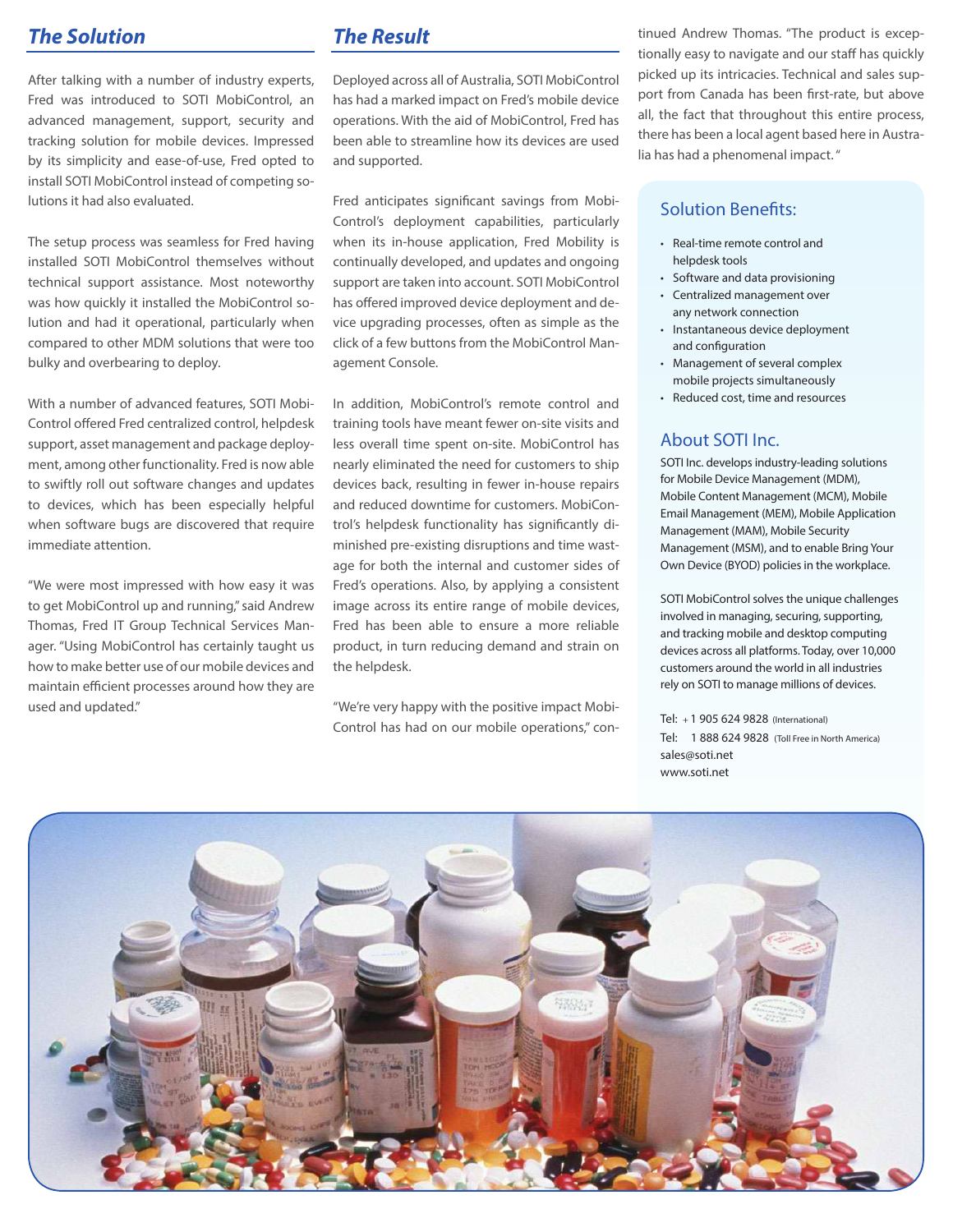## *The Solution*

After talking with a number of industry experts, Fred was introduced to SOTI MobiControl, an advanced management, support, security and tracking solution for mobile devices. Impressed by its simplicity and ease-of-use, Fred opted to install SOTI MobiControl instead of competing solutions it had also evaluated.

The setup process was seamless for Fred having installed SOTI MobiControl themselves without technical support assistance. Most noteworthy was how quickly it installed the MobiControl solution and had it operational, particularly when compared to other MDM solutions that were too bulky and overbearing to deploy.

With a number of advanced features, SOTI MobiControl offered Fred centralized control, helpdesk support, asset management and package deployment, among other functionality. Fred is now able to swiftly roll out software changes and updates to devices, which has been especially helpful when software bugs are discovered that require immediate attention.

"We were most impressed with how easy it was to get MobiControl up and running," said Andrew Thomas, Fred IT Group Technical Services Manager. "Using MobiControl has certainly taught us how to make better use of our mobile devices and maintain efficient processes around how they are used and updated."

## *The Result*

Deployed across all of Australia, SOTI MobiControl has had a marked impact on Fred's mobile device operations. With the aid of MobiControl, Fred has been able to streamline how its devices are used and supported.

Fred anticipates significant savings from MobiControl's deployment capabilities, particularly when its in-house application, Fred Mobility is continually developed, and updates and ongoing support are taken into account. SOTI MobiControl has offered improved device deployment and device upgrading processes, often as simple as the click of a few buttons from the MobiControl Management Console.

In addition, MobiControl's remote control and training tools have meant fewer on-site visits and less overall time spent on-site. MobiControl has nearly eliminated the need for customers to ship devices back, resulting in fewer in-house repairs and reduced downtime for customers. MobiControl's helpdesk functionality has significantly diminished pre-existing disruptions and time wastage for both the internal and customer sides of Fred's operations. Also, by applying a consistent image across its entire range of mobile devices, Fred has been able to ensure a more reliable product, in turn reducing demand and strain on the helpdesk.

"We're very happy with the positive impact MobiControl has had on our mobile operations," continued Andrew Thomas. "The product is exceptionally easy to navigate and our staff has quickly picked up its intricacies. Technical and sales support from Canada has been first-rate, but above all, the fact that throughout this entire process, there has been a local agent based here in Australia has had a phenomenal impact."

### Solution Benefits:

- Real-time remote control and helpdesk tools
- Software and data provisioning
- Centralized management over any network connection
- Instantaneous device deployment and configuration
- Management of several complex mobile projects simultaneously
- Reduced cost, time and resources

### About SOTI Inc.

SOTI Inc. develops industry-leading solutions for Mobile Device Management (MDM), Mobile Content Management (MCM), Mobile Email Management (MEM), Mobile Application Management (MAM), Mobile Security Management (MSM), and to enable Bring Your Own Device (BYOD) policies in the workplace.

SOTI MobiControl solves the unique challenges involved in managing, securing, supporting, and tracking mobile and desktop computing devices across all platforms. Today, over 10,000 customers around the world in all industries rely on SOTI to manage millions of devices.

Tel: +1 905 624 9828 (International)
Tel: 1 888 624 9828 (Toll Free in North America)
sales@soti.net
www.soti.net